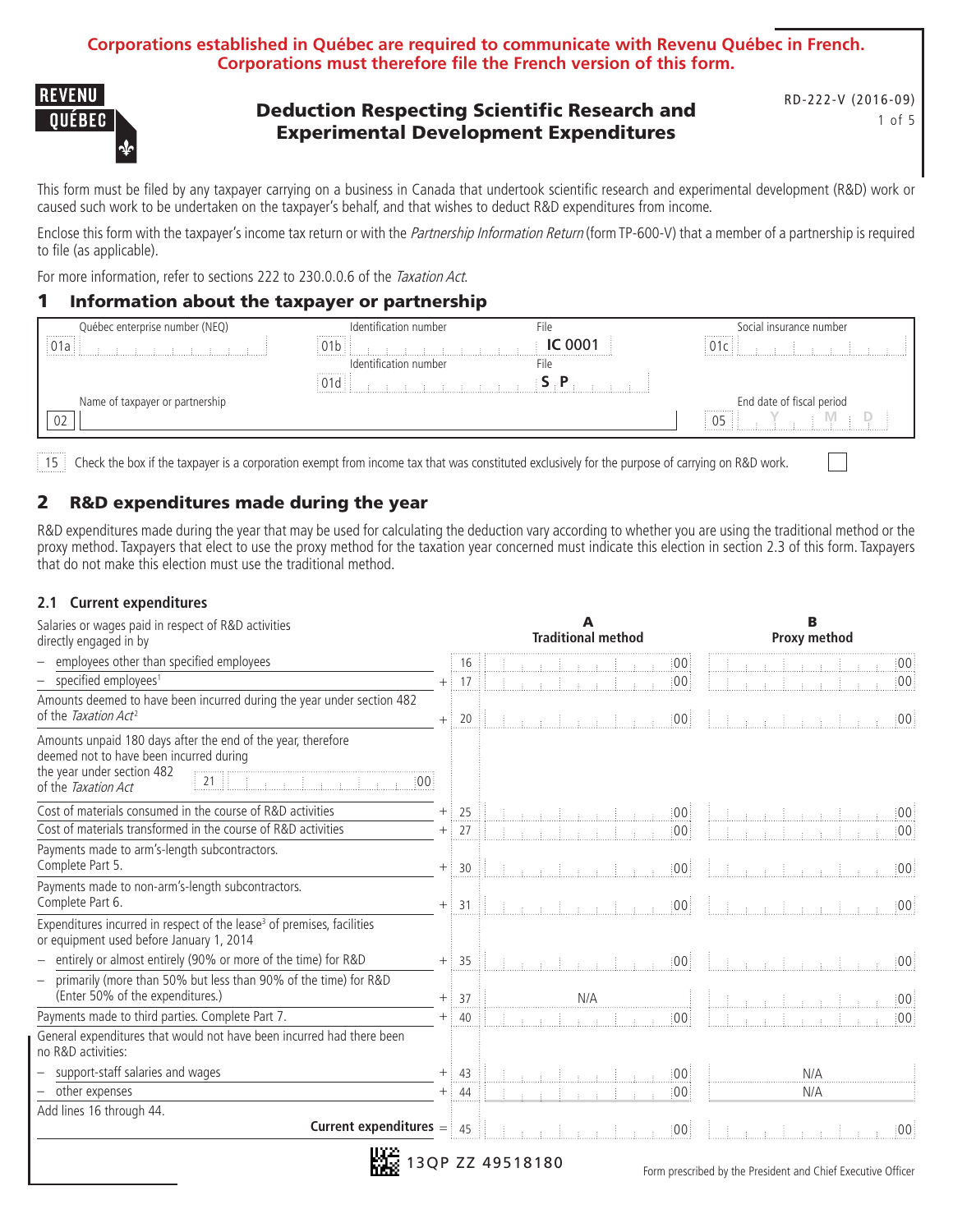**Corporations established in Québec are required to communicate with Revenu Québec in French. Corporations must therefore file the French version of this form.**

REVENU QUÉBEC

# Deduction Respecting Scientific Research and Experimental Development Expenditures

RD-222-V (2016-09)

This form must be filed by any taxpayer carrying on a business in Canada that undertook scientific research and experimental development (R&D) work or caused such work to be undertaken on the taxpayer's behalf, and that wishes to deduct R&D expenditures from income.

Enclose this form with the taxpayer's income tax return or with the *Partnership Information Return* (form TP-600-V) that a member of a partnership is required to file (as applicable).

For more information, refer to sections 222 to 230.0.0.6 of the *Taxation Act*.

## 1 Information about the taxpayer or partnership

| | | | |
|---|---|---|---|
| 01a Québec enterprise number (NEQ) | 01b Identification number | File IC 0001 | 01c Social insurance number |
| | 01d Identification number | File S P | |
| 02 Name of taxpayer or partnership | | | 05 End date of fiscal period Y M D |

15 Check the box if the taxpayer is a corporation exempt from income tax that was constituted exclusively for the purpose of carrying on R&D work. ☐

## 2 R&D expenditures made during the year

R&D expenditures made during the year that may be used for calculating the deduction vary according to whether you are using the traditional method or the proxy method. Taxpayers that elect to use the proxy method for the taxation year concerned must indicate this election in section 2.3 of this form. Taxpayers that do not make this election must use the traditional method.

### 2.1 Current expenditures

| | Line | A Traditional method | B Proxy method |
|---|---|---|---|
| Salaries or wages paid in respect of R&D activities directly engaged in by | | | |
| – employees other than specified employees | 16 | .00 | .00 |
| – specified employees[1] | + 17 | .00 | .00 |
| Amounts deemed to have been incurred during the year under section 482 of the *Taxation Act*[2] | + 20 | .00 | .00 |
| Amounts unpaid 180 days after the end of the year, therefore deemed not to have been incurred during the year under section 482 of the *Taxation Act* 21 .00 | | | |
| Cost of materials consumed in the course of R&D activities | + 25 | .00 | .00 |
| Cost of materials transformed in the course of R&D activities | + 27 | .00 | .00 |
| Payments made to arm's-length subcontractors. Complete Part 5. | + 30 | .00 | .00 |
| Payments made to non-arm's-length subcontractors. Complete Part 6. | + 31 | .00 | .00 |
| Expenditures incurred in respect of the lease[3] of premises, facilities or equipment used before January 1, 2014 | | | |
| – entirely or almost entirely (90% or more of the time) for R&D | + 35 | .00 | .00 |
| – primarily (more than 50% but less than 90% of the time) for R&D (Enter 50% of the expenditures.) | + 37 | N/A | .00 |
| Payments made to third parties. Complete Part 7. | + 40 | .00 | .00 |
| General expenditures that would not have been incurred had there been no R&D activities: | | | |
| – support-staff salaries and wages | + 43 | .00 | N/A |
| – other expenses | + 44 | .00 | N/A |
| Add lines 16 through 44. **Current expenditures** | = 45 | .00 | .00 |

13QP ZZ 49518180

Form prescribed by the President and Chief Executive Officer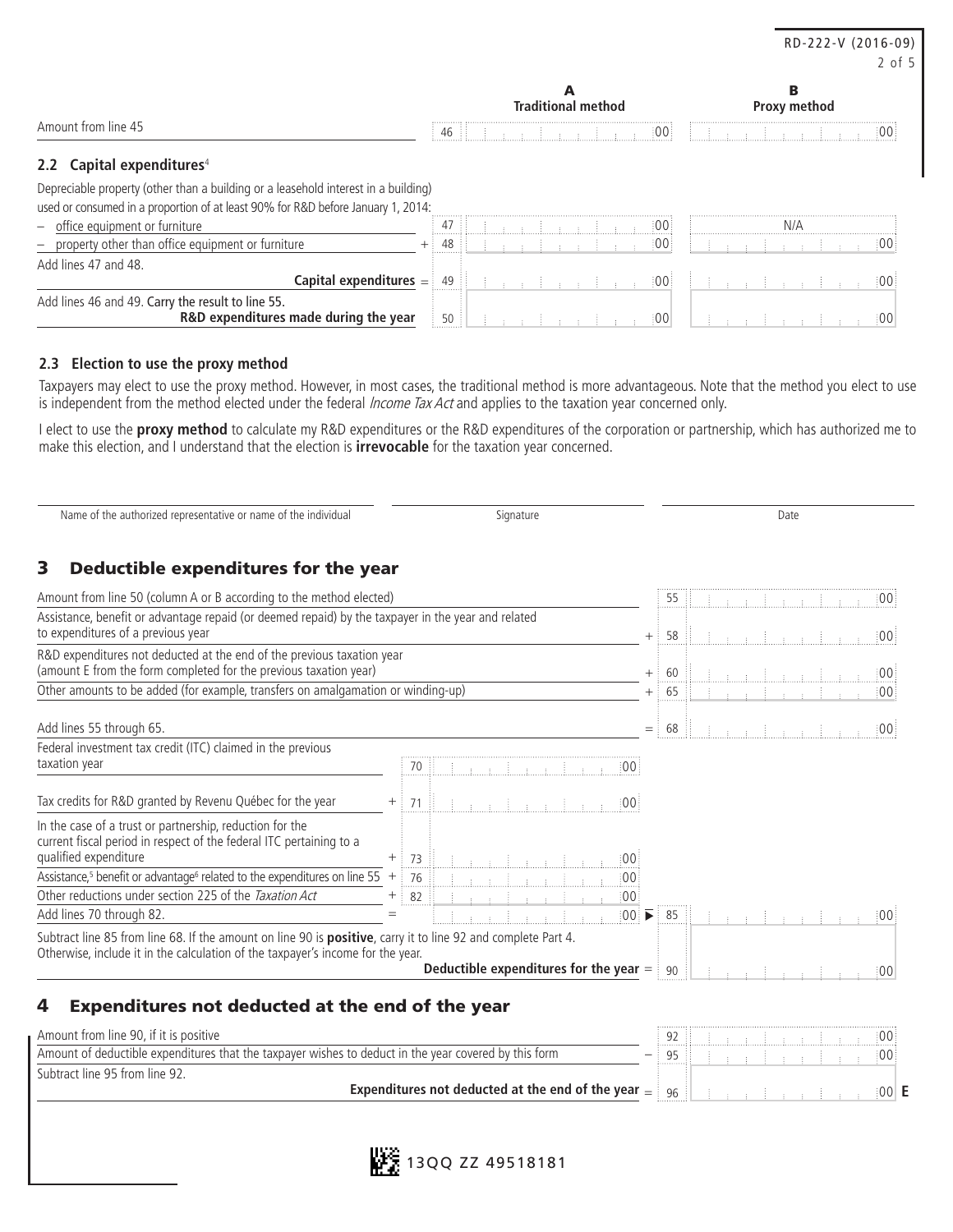| | | A Traditional method | B Proxy method |
|---|---|---|---|
| Amount from line 45 | 46 | .00 | .00 |

## 2.2 Capital expenditures[4]

| | | A Traditional method | B Proxy method |
|---|---|---|---|
| Depreciable property (other than a building or a leasehold interest in a building) used or consumed in a proportion of at least 90% for R&D before January 1, 2014: | | | |
| – office equipment or furniture | 47 | .00 | N/A |
| – property other than office equipment or furniture | + 48 | .00 | .00 |
| Add lines 47 and 48. **Capital expenditures** = | 49 | .00 | .00 |
| Add lines 46 and 49. Carry the result to line 55. **R&D expenditures made during the year** | 50 | .00 | .00 |

## 2.3 Election to use the proxy method

Taxpayers may elect to use the proxy method. However, in most cases, the traditional method is more advantageous. Note that the method you elect to use is independent from the method elected under the federal *Income Tax Act* and applies to the taxation year concerned only.

I elect to use the **proxy method** to calculate my R&D expenditures or the R&D expenditures of the corporation or partnership, which has authorized me to make this election, and I understand that the election is **irrevocable** for the taxation year concerned.

Name of the authorized representative or name of the individual

Signature

Date

# 3 Deductible expenditures for the year

| | | | | |
|---|---|---|---|---|
| Amount from line 50 (column A or B according to the method elected) | | | 55 | .00 |
| Assistance, benefit or advantage repaid (or deemed repaid) by the taxpayer in the year and related to expenditures of a previous year | | | + 58 | .00 |
| R&D expenditures not deducted at the end of the previous taxation year (amount E from the form completed for the previous taxation year) | | | + 60 | .00 |
| Other amounts to be added (for example, transfers on amalgamation or winding-up) | | | + 65 | .00 |
| Add lines 55 through 65. | | | = 68 | .00 |
| Federal investment tax credit (ITC) claimed in the previous taxation year | 70 | .00 | | |
| Tax credits for R&D granted by Revenu Québec for the year | + 71 | .00 | | |
| In the case of a trust or partnership, reduction for the current fiscal period in respect of the federal ITC pertaining to a qualified expenditure | + 73 | .00 | | |
| Assistance,[5] benefit or advantage[6] related to the expenditures on line 55 | + 76 | .00 | | |
| Other reductions under section 225 of the *Taxation Act* | + 82 | .00 | | |
| Add lines 70 through 82. | = | .00 ► | 85 | .00 |
| Subtract line 85 from line 68. If the amount on line 90 is **positive**, carry it to line 92 and complete Part 4. Otherwise, include it in the calculation of the taxpayer's income for the year. **Deductible expenditures for the year** = | | | 90 | .00 |

# 4 Expenditures not deducted at the end of the year

| | | |
|---|---|---|
| Amount from line 90, if it is positive | 92 | .00 |
| Amount of deductible expenditures that the taxpayer wishes to deduct in the year covered by this form | – 95 | .00 |
| Subtract line 95 from line 92. **Expenditures not deducted at the end of the year** = | 96 | .00 **E** |

13QQ ZZ 49518181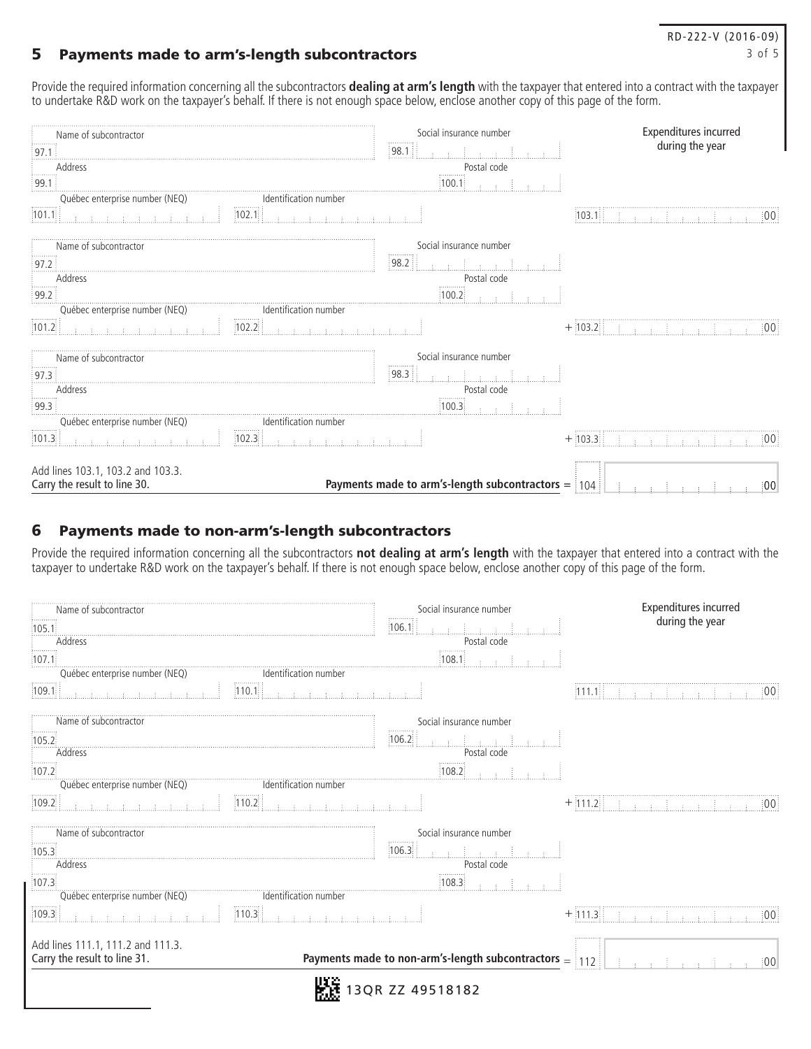## 5 Payments made to arm's-length subcontractors

Provide the required information concerning all the subcontractors **dealing at arm's length** with the taxpayer that entered into a contract with the taxpayer to undertake R&D work on the taxpayer's behalf. If there is not enough space below, enclose another copy of this page of the form.

| | | | Expenditures incurred during the year |
|---|---|---|---|
| Name of subcontractor 97.1 | | Social insurance number 98.1 | |
| Address 99.1 | | Postal code 100.1 | |
| Québec enterprise number (NEQ) 101.1 | Identification number 102.1 | | 103.1 .00 |
| Name of subcontractor 97.2 | | Social insurance number 98.2 | |
| Address 99.2 | | Postal code 100.2 | |
| Québec enterprise number (NEQ) 101.2 | Identification number 102.2 | | + 103.2 .00 |
| Name of subcontractor 97.3 | | Social insurance number 98.3 | |
| Address 99.3 | | Postal code 100.3 | |
| Québec enterprise number (NEQ) 101.3 | Identification number 102.3 | | + 103.3 .00 |

Add lines 103.1, 103.2 and 103.3.
Carry the result to line 30. **Payments made to arm's-length subcontractors** = 104 .00

## 6 Payments made to non-arm's-length subcontractors

Provide the required information concerning all the subcontractors **not dealing at arm's length** with the taxpayer that entered into a contract with the taxpayer to undertake R&D work on the taxpayer's behalf. If there is not enough space below, enclose another copy of this page of the form.

| | | | Expenditures incurred during the year |
|---|---|---|---|
| Name of subcontractor 105.1 | | Social insurance number 106.1 | |
| Address 107.1 | | Postal code 108.1 | |
| Québec enterprise number (NEQ) 109.1 | Identification number 110.1 | | 111.1 .00 |
| Name of subcontractor 105.2 | | Social insurance number 106.2 | |
| Address 107.2 | | Postal code 108.2 | |
| Québec enterprise number (NEQ) 109.2 | Identification number 110.2 | | + 111.2 .00 |
| Name of subcontractor 105.3 | | Social insurance number 106.3 | |
| Address 107.3 | | Postal code 108.3 | |
| Québec enterprise number (NEQ) 109.3 | Identification number 110.3 | | + 111.3 .00 |

Add lines 111.1, 111.2 and 111.3.
Carry the result to line 31. **Payments made to non-arm's-length subcontractors** = 112 .00

13QR ZZ 49518182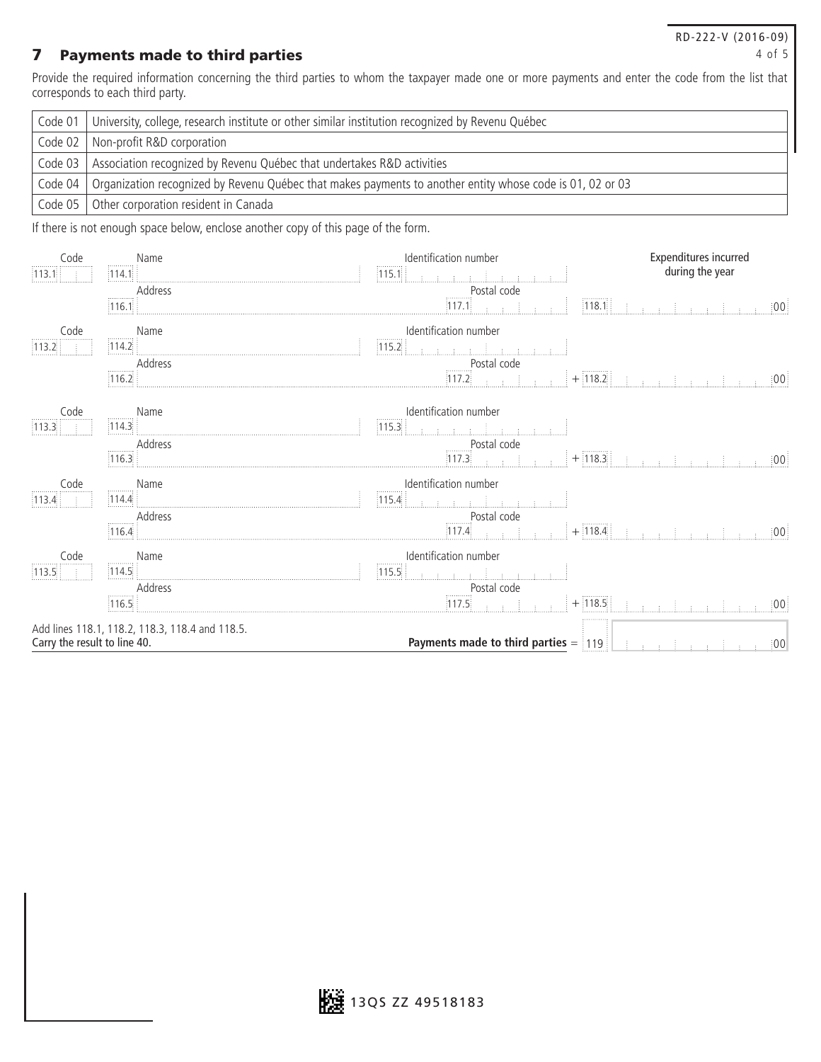## 7 Payments made to third parties

Provide the required information concerning the third parties to whom the taxpayer made one or more payments and enter the code from the list that corresponds to each third party.

| | |
|---|---|
| Code 01 | University, college, research institute or other similar institution recognized by Revenu Québec |
| Code 02 | Non-profit R&D corporation |
| Code 03 | Association recognized by Revenu Québec that undertakes R&D activities |
| Code 04 | Organization recognized by Revenu Québec that makes payments to another entity whose code is 01, 02 or 03 |
| Code 05 | Other corporation resident in Canada |

If there is not enough space below, enclose another copy of this page of the form.

| Code | Name / Address | Identification number / Postal code | Expenditures incurred during the year |
|---|---|---|---|
| 113.1 | Name 114.1<br>Address 116.1 | 115.1<br>Postal code 117.1 | 118.1 .00 |
| 113.2 | Name 114.2<br>Address 116.2 | 115.2<br>Postal code 117.2 | + 118.2 .00 |
| 113.3 | Name 114.3<br>Address 116.3 | 115.3<br>Postal code 117.3 | + 118.3 .00 |
| 113.4 | Name 114.4<br>Address 116.4 | 115.4<br>Postal code 117.4 | + 118.4 .00 |
| 113.5 | Name 114.5<br>Address 116.5 | 115.5<br>Postal code 117.5 | + 118.5 .00 |

Add lines 118.1, 118.2, 118.3, 118.4 and 118.5.
Carry the result to line 40. **Payments made to third parties** = 119 .00

13QS ZZ 49518183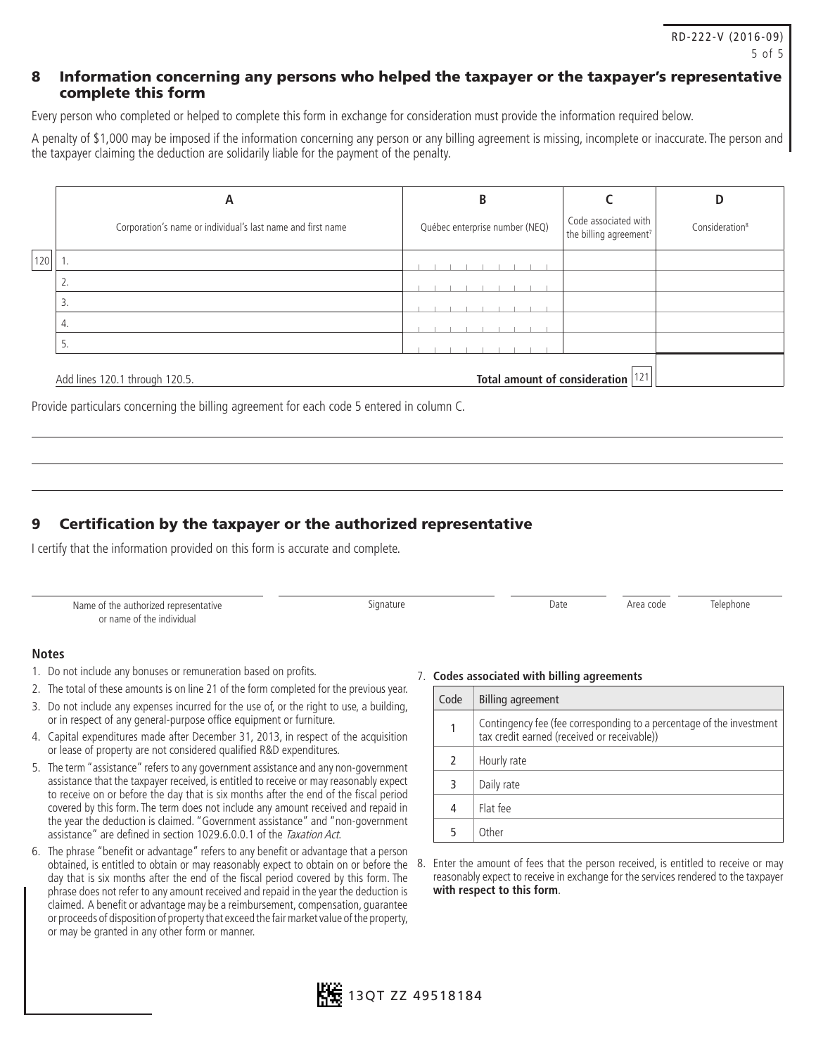## 8 Information concerning any persons who helped the taxpayer or the taxpayer's representative complete this form

Every person who completed or helped to complete this form in exchange for consideration must provide the information required below.

A penalty of $1,000 may be imposed if the information concerning any person or any billing agreement is missing, incomplete or inaccurate. The person and the taxpayer claiming the deduction are solidarily liable for the payment of the penalty.

| | A | B | C | D |
|---|---|---|---|---|
| | Corporation's name or individual's last name and first name | Québec enterprise number (NEQ) | Code associated with the billing agreement[7] | Consideration[8] |
| 120 | 1. | | | |
| | 2. | | | |
| | 3. | | | |
| | 4. | | | |
| | 5. | | | |
| | Add lines 120.1 through 120.5. | | **Total amount of consideration** 121 | |

Provide particulars concerning the billing agreement for each code 5 entered in column C.

## 9 Certification by the taxpayer or the authorized representative

I certify that the information provided on this form is accurate and complete.

Name of the authorized representative or name of the individual | Signature | Date | Area code | Telephone

### Notes

1. Do not include any bonuses or remuneration based on profits.
2. The total of these amounts is on line 21 of the form completed for the previous year.
3. Do not include any expenses incurred for the use of, or the right to use, a building, or in respect of any general-purpose office equipment or furniture.
4. Capital expenditures made after December 31, 2013, in respect of the acquisition or lease of property are not considered qualified R&D expenditures.
5. The term "assistance" refers to any government assistance and any non-government assistance that the taxpayer received, is entitled to receive or may reasonably expect to receive on or before the day that is six months after the end of the fiscal period covered by this form. The term does not include any amount received and repaid in the year the deduction is claimed. "Government assistance" and "non-government assistance" are defined in section 1029.6.0.0.1 of the *Taxation Act*.
6. The phrase "benefit or advantage" refers to any benefit or advantage that a person obtained, is entitled to obtain or may reasonably expect to obtain on or before the day that is six months after the end of the fiscal period covered by this form. The phrase does not refer to any amount received and repaid in the year the deduction is claimed. A benefit or advantage may be a reimbursement, compensation, guarantee or proceeds of disposition of property that exceed the fair market value of the property, or may be granted in any other form or manner.
7. **Codes associated with billing agreements**

| Code | Billing agreement |
|---|---|
| 1 | Contingency fee (fee corresponding to a percentage of the investment tax credit earned (received or receivable)) |
| 2 | Hourly rate |
| 3 | Daily rate |
| 4 | Flat fee |
| 5 | Other |

8. Enter the amount of fees that the person received, is entitled to receive or may reasonably expect to receive in exchange for the services rendered to the taxpayer **with respect to this form**.

13QT ZZ 49518184